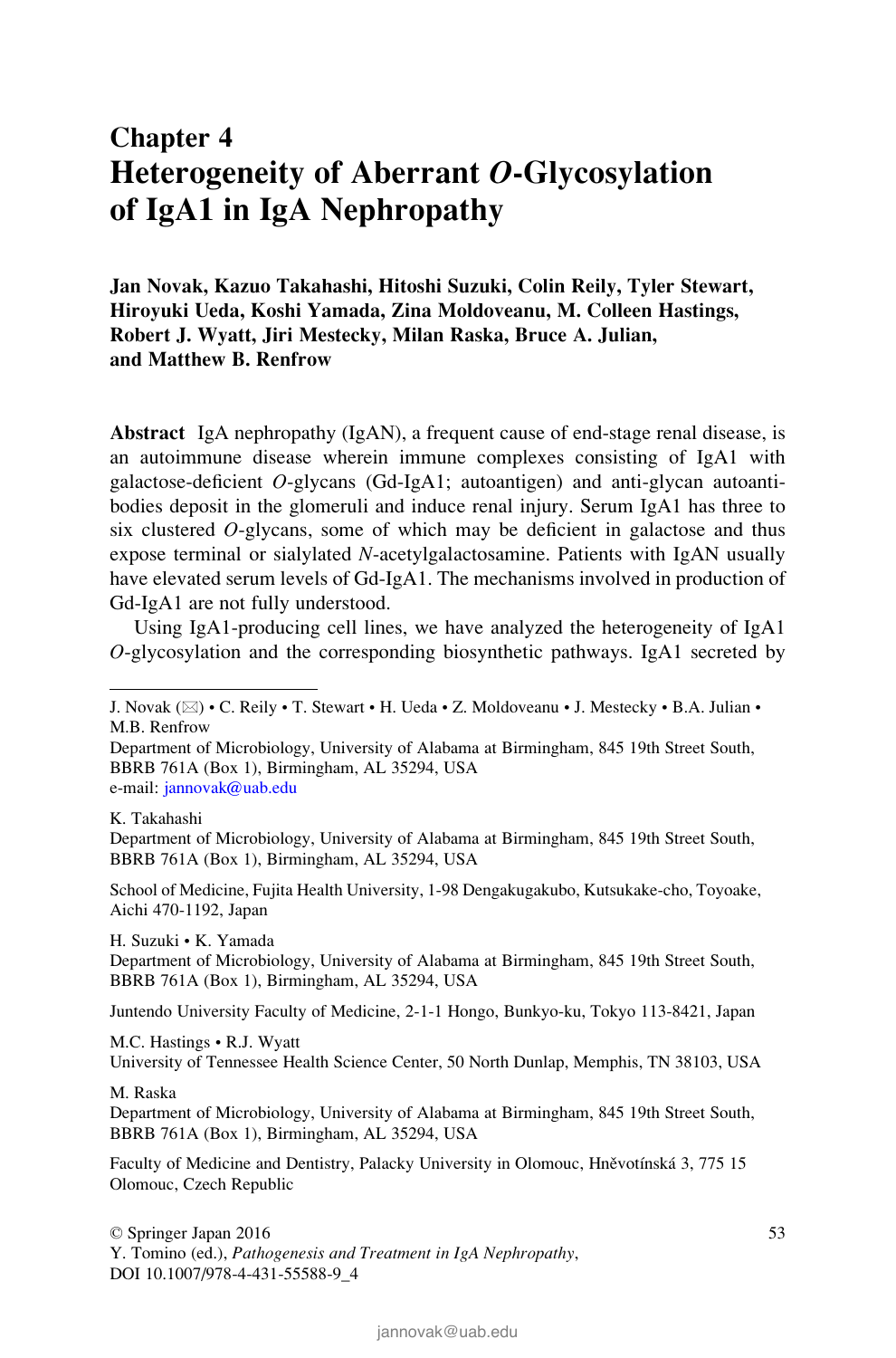# Chapter 4
# Heterogeneity of Aberrant *O*-Glycosylation of IgA1 in IgA Nephropathy

**Jan Novak, Kazuo Takahashi, Hitoshi Suzuki, Colin Reily, Tyler Stewart, Hiroyuki Ueda, Koshi Yamada, Zina Moldoveanu, M. Colleen Hastings, Robert J. Wyatt, Jiri Mestecky, Milan Raska, Bruce A. Julian, and Matthew B. Renfrow**

**Abstract** IgA nephropathy (IgAN), a frequent cause of end-stage renal disease, is an autoimmune disease wherein immune complexes consisting of IgA1 with galactose-deficient *O*-glycans (Gd-IgA1; autoantigen) and anti-glycan autoantibodies deposit in the glomeruli and induce renal injury. Serum IgA1 has three to six clustered *O*-glycans, some of which may be deficient in galactose and thus expose terminal or sialylated *N*-acetylgalactosamine. Patients with IgAN usually have elevated serum levels of Gd-IgA1. The mechanisms involved in production of Gd-IgA1 are not fully understood.

Using IgA1-producing cell lines, we have analyzed the heterogeneity of IgA1 *O*-glycosylation and the corresponding biosynthetic pathways. IgA1 secreted by

---

J. Novak (✉) • C. Reily • T. Stewart • H. Ueda • Z. Moldoveanu • J. Mestecky • B.A. Julian • M.B. Renfrow
Department of Microbiology, University of Alabama at Birmingham, 845 19th Street South, BBRB 761A (Box 1), Birmingham, AL 35294, USA
e-mail: jannovak@uab.edu

K. Takahashi
Department of Microbiology, University of Alabama at Birmingham, 845 19th Street South, BBRB 761A (Box 1), Birmingham, AL 35294, USA

School of Medicine, Fujita Health University, 1-98 Dengakugakubo, Kutsukake-cho, Toyoake, Aichi 470-1192, Japan

H. Suzuki • K. Yamada
Department of Microbiology, University of Alabama at Birmingham, 845 19th Street South, BBRB 761A (Box 1), Birmingham, AL 35294, USA

Juntendo University Faculty of Medicine, 2-1-1 Hongo, Bunkyo-ku, Tokyo 113-8421, Japan

M.C. Hastings • R.J. Wyatt
University of Tennessee Health Science Center, 50 North Dunlap, Memphis, TN 38103, USA

M. Raska
Department of Microbiology, University of Alabama at Birmingham, 845 19th Street South, BBRB 761A (Box 1), Birmingham, AL 35294, USA

Faculty of Medicine and Dentistry, Palacky University in Olomouc, Hněvotínská 3, 775 15 Olomouc, Czech Republic

© Springer Japan 2016
Y. Tomino (ed.), *Pathogenesis and Treatment in IgA Nephropathy*,
DOI 10.1007/978-4-431-55588-9_4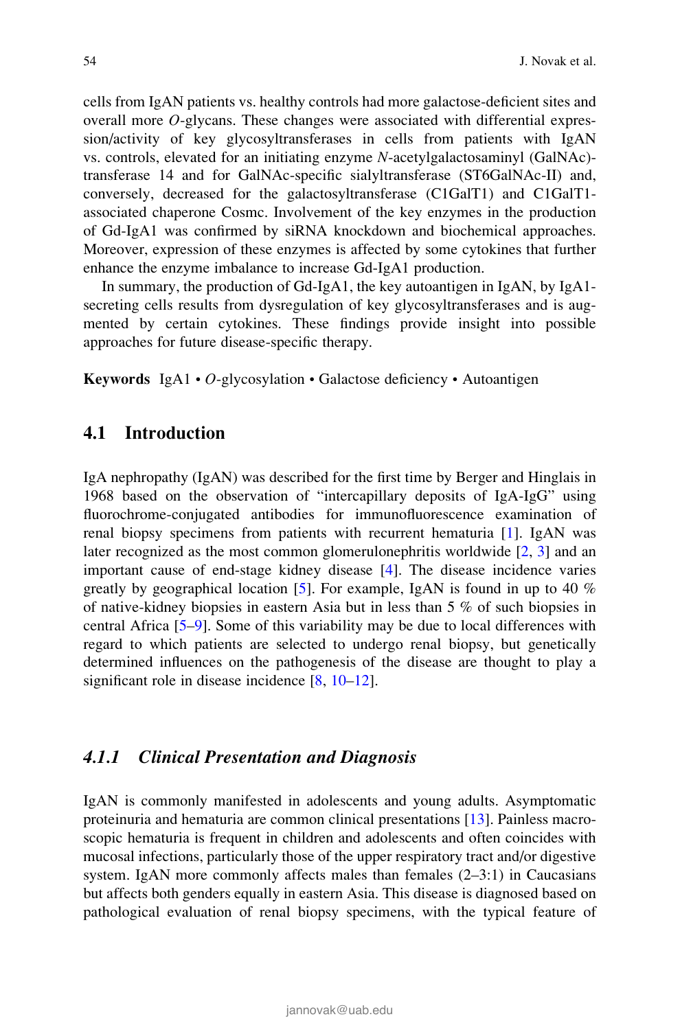cells from IgAN patients vs. healthy controls had more galactose-deficient sites and overall more *O*-glycans. These changes were associated with differential expression/activity of key glycosyltransferases in cells from patients with IgAN vs. controls, elevated for an initiating enzyme *N*-acetylgalactosaminyl (GalNAc)-transferase 14 and for GalNAc-specific sialyltransferase (ST6GalNAc-II) and, conversely, decreased for the galactosyltransferase (C1GalT1) and C1GalT1-associated chaperone Cosmc. Involvement of the key enzymes in the production of Gd-IgA1 was confirmed by siRNA knockdown and biochemical approaches. Moreover, expression of these enzymes is affected by some cytokines that further enhance the enzyme imbalance to increase Gd-IgA1 production.

In summary, the production of Gd-IgA1, the key autoantigen in IgAN, by IgA1-secreting cells results from dysregulation of key glycosyltransferases and is augmented by certain cytokines. These findings provide insight into possible approaches for future disease-specific therapy.

**Keywords** IgA1 • *O*-glycosylation • Galactose deficiency • Autoantigen

## 4.1 Introduction

IgA nephropathy (IgAN) was described for the first time by Berger and Hinglais in 1968 based on the observation of "intercapillary deposits of IgA-IgG" using fluorochrome-conjugated antibodies for immunofluorescence examination of renal biopsy specimens from patients with recurrent hematuria [1]. IgAN was later recognized as the most common glomerulonephritis worldwide [2, 3] and an important cause of end-stage kidney disease [4]. The disease incidence varies greatly by geographical location [5]. For example, IgAN is found in up to 40 % of native-kidney biopsies in eastern Asia but in less than 5 % of such biopsies in central Africa [5–9]. Some of this variability may be due to local differences with regard to which patients are selected to undergo renal biopsy, but genetically determined influences on the pathogenesis of the disease are thought to play a significant role in disease incidence [8, 10–12].

### 4.1.1 Clinical Presentation and Diagnosis

IgAN is commonly manifested in adolescents and young adults. Asymptomatic proteinuria and hematuria are common clinical presentations [13]. Painless macroscopic hematuria is frequent in children and adolescents and often coincides with mucosal infections, particularly those of the upper respiratory tract and/or digestive system. IgAN more commonly affects males than females (2–3:1) in Caucasians but affects both genders equally in eastern Asia. This disease is diagnosed based on pathological evaluation of renal biopsy specimens, with the typical feature of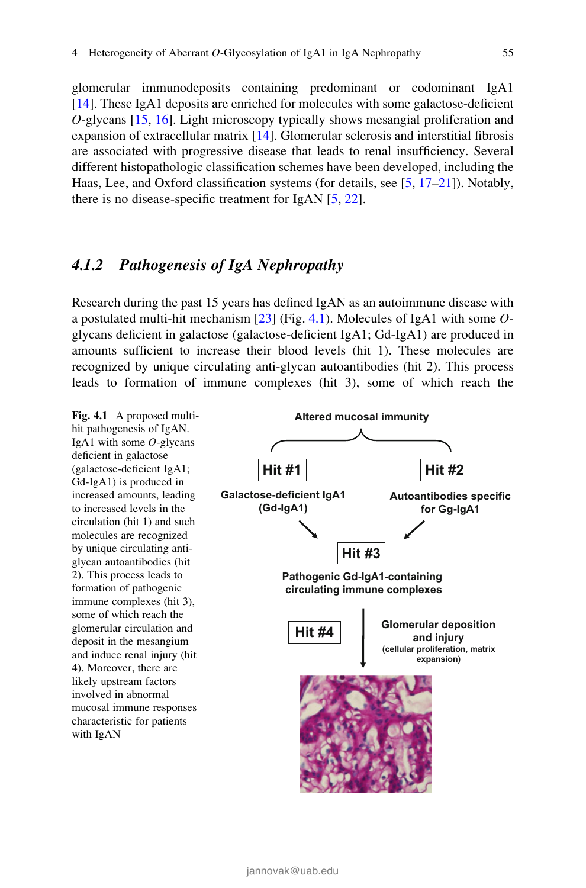glomerular immunodeposits containing predominant or codominant IgA1 [14]. These IgA1 deposits are enriched for molecules with some galactose-deficient *O*-glycans [15, 16]. Light microscopy typically shows mesangial proliferation and expansion of extracellular matrix [14]. Glomerular sclerosis and interstitial fibrosis are associated with progressive disease that leads to renal insufficiency. Several different histopathologic classification schemes have been developed, including the Haas, Lee, and Oxford classification systems (for details, see [5, 17–21]). Notably, there is no disease-specific treatment for IgAN [5, 22].

### *4.1.2 Pathogenesis of IgA Nephropathy*

Research during the past 15 years has defined IgAN as an autoimmune disease with a postulated multi-hit mechanism [23] (Fig. 4.1). Molecules of IgA1 with some *O*-glycans deficient in galactose (galactose-deficient IgA1; Gd-IgA1) are produced in amounts sufficient to increase their blood levels (hit 1). These molecules are recognized by unique circulating anti-glycan autoantibodies (hit 2). This process leads to formation of immune complexes (hit 3), some of which reach the

**Fig. 4.1** A proposed multi-hit pathogenesis of IgAN. IgA1 with some *O*-glycans deficient in galactose (galactose-deficient IgA1; Gd-IgA1) is produced in increased amounts, leading to increased levels in the circulation (hit 1) and such molecules are recognized by unique circulating anti-glycan autoantibodies (hit 2). This process leads to formation of pathogenic immune complexes (hit 3), some of which reach the glomerular circulation and deposit in the mesangium and induce renal injury (hit 4). Moreover, there are likely upstream factors involved in abnormal mucosal immune responses characteristic for patients with IgAN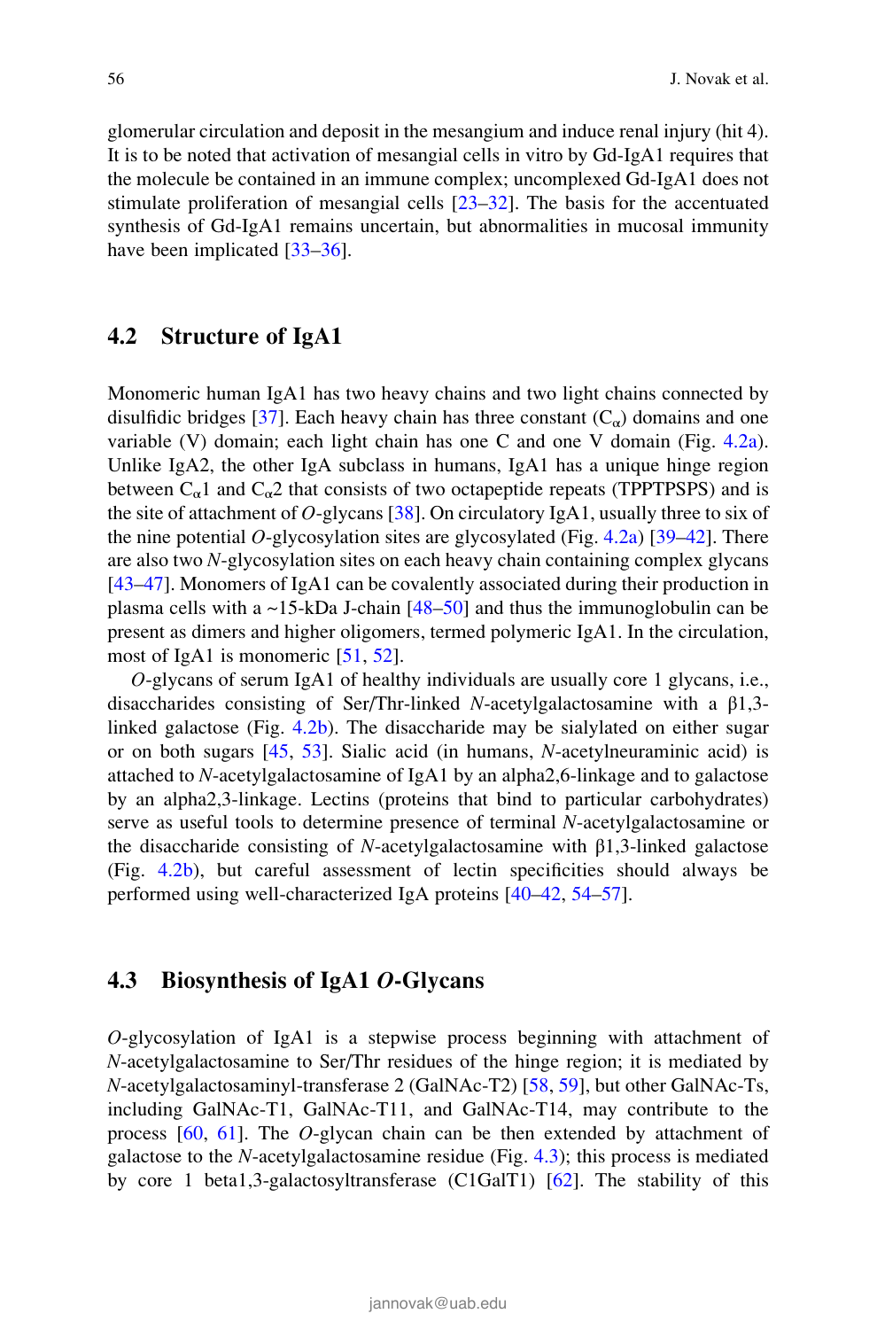glomerular circulation and deposit in the mesangium and induce renal injury (hit 4). It is to be noted that activation of mesangial cells in vitro by Gd-IgA1 requires that the molecule be contained in an immune complex; uncomplexed Gd-IgA1 does not stimulate proliferation of mesangial cells [23–32]. The basis for the accentuated synthesis of Gd-IgA1 remains uncertain, but abnormalities in mucosal immunity have been implicated [33–36].

## 4.2 Structure of IgA1

Monomeric human IgA1 has two heavy chains and two light chains connected by disulfidic bridges [37]. Each heavy chain has three constant ($C_\alpha$) domains and one variable (V) domain; each light chain has one C and one V domain (Fig. 4.2a). Unlike IgA2, the other IgA subclass in humans, IgA1 has a unique hinge region between $C_\alpha1$ and $C_\alpha2$ that consists of two octapeptide repeats (TPPTPSPS) and is the site of attachment of *O*-glycans [38]. On circulatory IgA1, usually three to six of the nine potential *O*-glycosylation sites are glycosylated (Fig. 4.2a) [39–42]. There are also two *N*-glycosylation sites on each heavy chain containing complex glycans [43–47]. Monomers of IgA1 can be covalently associated during their production in plasma cells with a ~15-kDa J-chain [48–50] and thus the immunoglobulin can be present as dimers and higher oligomers, termed polymeric IgA1. In the circulation, most of IgA1 is monomeric [51, 52].

*O*-glycans of serum IgA1 of healthy individuals are usually core 1 glycans, i.e., disaccharides consisting of Ser/Thr-linked *N*-acetylgalactosamine with a β1,3-linked galactose (Fig. 4.2b). The disaccharide may be sialylated on either sugar or on both sugars [45, 53]. Sialic acid (in humans, *N*-acetylneuraminic acid) is attached to *N*-acetylgalactosamine of IgA1 by an alpha2,6-linkage and to galactose by an alpha2,3-linkage. Lectins (proteins that bind to particular carbohydrates) serve as useful tools to determine presence of terminal *N*-acetylgalactosamine or the disaccharide consisting of *N*-acetylgalactosamine with β1,3-linked galactose (Fig. 4.2b), but careful assessment of lectin specificities should always be performed using well-characterized IgA proteins [40–42, 54–57].

## 4.3 Biosynthesis of IgA1 *O*-Glycans

*O*-glycosylation of IgA1 is a stepwise process beginning with attachment of *N*-acetylgalactosamine to Ser/Thr residues of the hinge region; it is mediated by *N*-acetylgalactosaminyl-transferase 2 (GalNAc-T2) [58, 59], but other GalNAc-Ts, including GalNAc-T1, GalNAc-T11, and GalNAc-T14, may contribute to the process [60, 61]. The *O*-glycan chain can be then extended by attachment of galactose to the *N*-acetylgalactosamine residue (Fig. 4.3); this process is mediated by core 1 beta1,3-galactosyltransferase (C1GalT1) [62]. The stability of this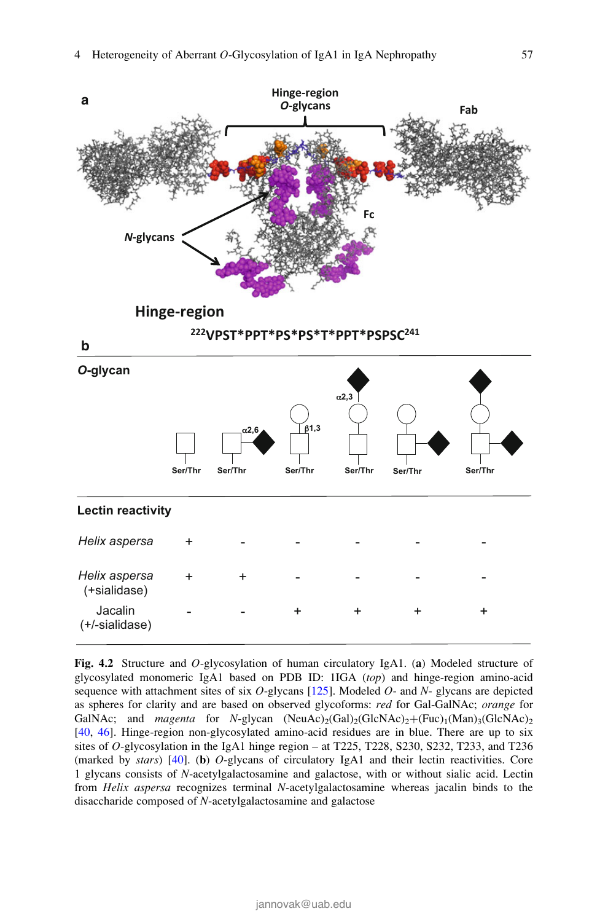**Hinge-region**

$^{222}$VPST*PPT*PS*PS*T*PPT*PSPSC$^{241}$

| *O*-glycan | Ser/Thr | Ser/Thr | Ser/Thr | Ser/Thr | Ser/Thr | Ser/Thr |
|---|---|---|---|---|---|---|
| **Lectin reactivity** | | | | | | |
| *Helix aspersa* | + | - | - | - | - | - |
| *Helix aspersa* (+sialidase) | + | + | - | - | - | - |
| Jacalin (+/-sialidase) | - | - | + | + | + | + |

**Fig. 4.2** Structure and *O*-glycosylation of human circulatory IgA1. (**a**) Modeled structure of glycosylated monomeric IgA1 based on PDB ID: 1IGA (*top*) and hinge-region amino-acid sequence with attachment sites of six *O*-glycans [125]. Modeled *O*- and *N*- glycans are depicted as spheres for clarity and are based on observed glycoforms: *red* for Gal-GalNAc; *orange* for GalNAc; and *magenta* for *N*-glycan $(NeuAc)_2(Gal)_2(GlcNAc)_2{+}(Fuc)_1(Man)_3(GlcNAc)_2$ [40, 46]. Hinge-region non-glycosylated amino-acid residues are in blue. There are up to six sites of *O*-glycosylation in the IgA1 hinge region – at T225, T228, S230, S232, T233, and T236 (marked by *stars*) [40]. (**b**) *O*-glycans of circulatory IgA1 and their lectin reactivities. Core 1 glycans consists of *N*-acetylgalactosamine and galactose, with or without sialic acid. Lectin from *Helix aspersa* recognizes terminal *N*-acetylgalactosamine whereas jacalin binds to the disaccharide composed of *N*-acetylgalactosamine and galactose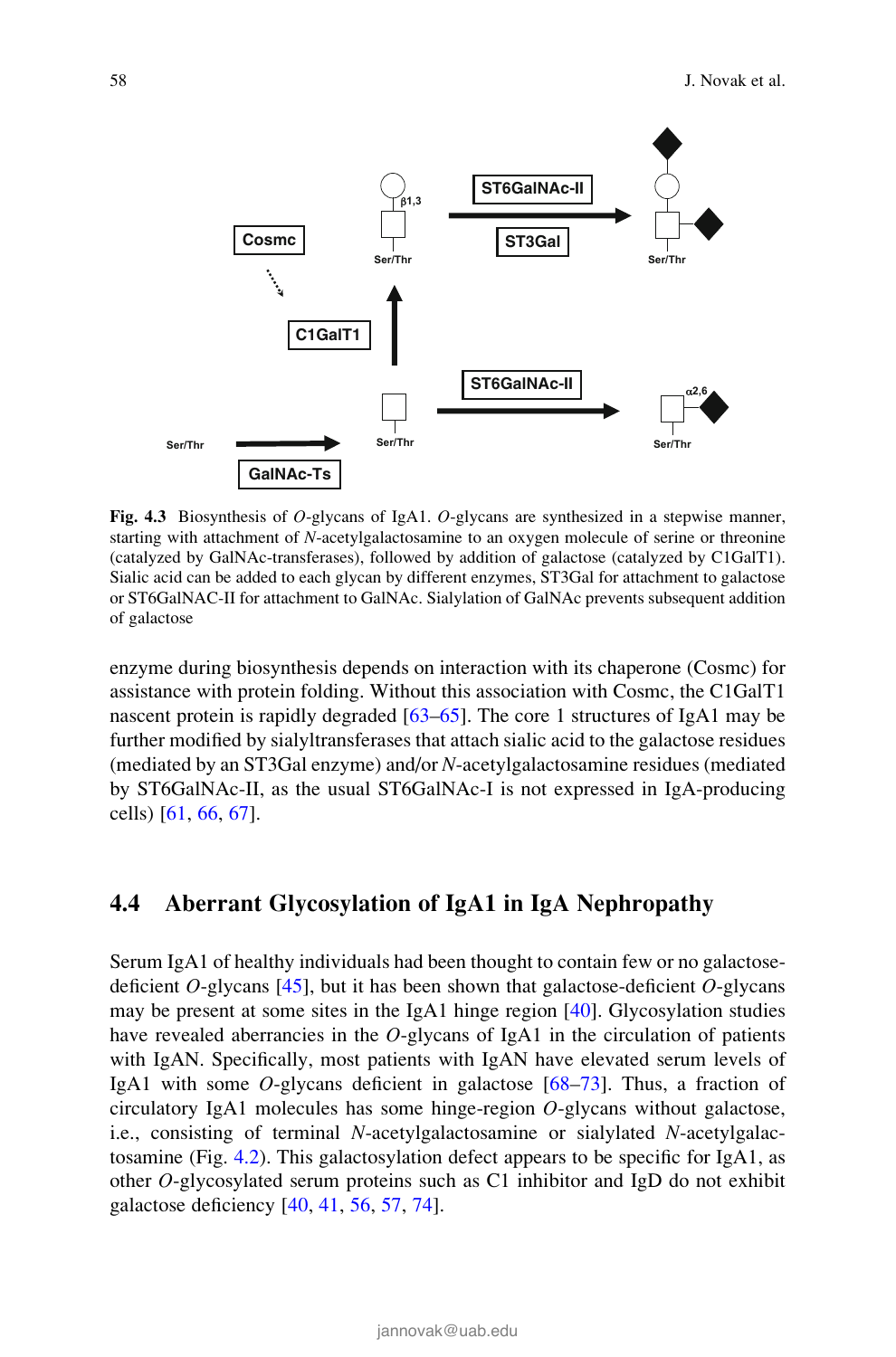**Fig. 4.3** Biosynthesis of *O*-glycans of IgA1. *O*-glycans are synthesized in a stepwise manner, starting with attachment of *N*-acetylgalactosamine to an oxygen molecule of serine or threonine (catalyzed by GalNAc-transferases), followed by addition of galactose (catalyzed by C1GalT1). Sialic acid can be added to each glycan by different enzymes, ST3Gal for attachment to galactose or ST6GalNAC-II for attachment to GalNAc. Sialylation of GalNAc prevents subsequent addition of galactose

enzyme during biosynthesis depends on interaction with its chaperone (Cosmc) for assistance with protein folding. Without this association with Cosmc, the C1GalT1 nascent protein is rapidly degraded [63–65]. The core 1 structures of IgA1 may be further modified by sialyltransferases that attach sialic acid to the galactose residues (mediated by an ST3Gal enzyme) and/or *N*-acetylgalactosamine residues (mediated by ST6GalNAc-II, as the usual ST6GalNAc-I is not expressed in IgA-producing cells) [61, 66, 67].

## 4.4 Aberrant Glycosylation of IgA1 in IgA Nephropathy

Serum IgA1 of healthy individuals had been thought to contain few or no galactose-deficient *O*-glycans [45], but it has been shown that galactose-deficient *O*-glycans may be present at some sites in the IgA1 hinge region [40]. Glycosylation studies have revealed aberrancies in the *O*-glycans of IgA1 in the circulation of patients with IgAN. Specifically, most patients with IgAN have elevated serum levels of IgA1 with some *O*-glycans deficient in galactose [68–73]. Thus, a fraction of circulatory IgA1 molecules has some hinge-region *O*-glycans without galactose, i.e., consisting of terminal *N*-acetylgalactosamine or sialylated *N*-acetylgalactosamine (Fig. 4.2). This galactosylation defect appears to be specific for IgA1, as other *O*-glycosylated serum proteins such as C1 inhibitor and IgD do not exhibit galactose deficiency [40, 41, 56, 57, 74].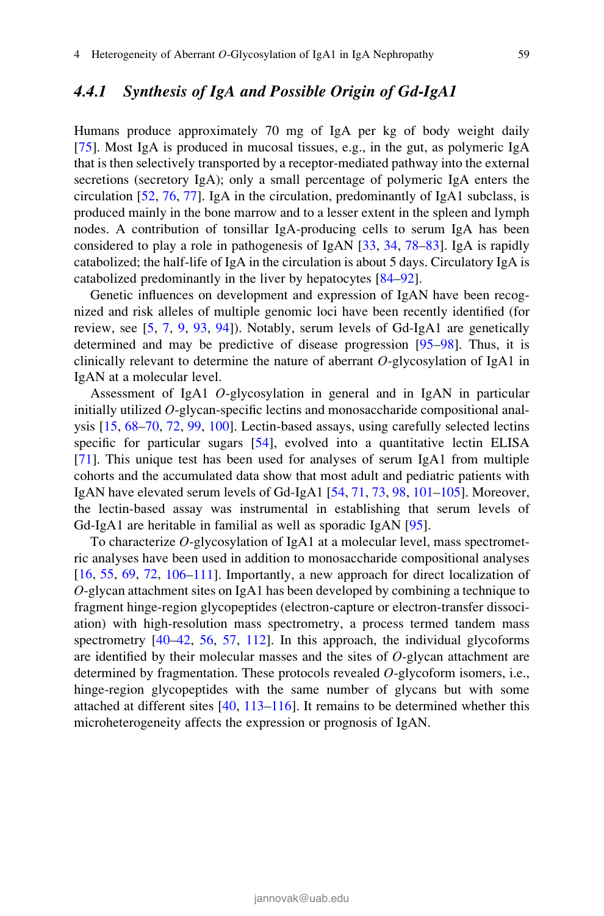### 4.4.1 Synthesis of IgA and Possible Origin of Gd-IgA1

Humans produce approximately 70 mg of IgA per kg of body weight daily [75]. Most IgA is produced in mucosal tissues, e.g., in the gut, as polymeric IgA that is then selectively transported by a receptor-mediated pathway into the external secretions (secretory IgA); only a small percentage of polymeric IgA enters the circulation [52, 76, 77]. IgA in the circulation, predominantly of IgA1 subclass, is produced mainly in the bone marrow and to a lesser extent in the spleen and lymph nodes. A contribution of tonsillar IgA-producing cells to serum IgA has been considered to play a role in pathogenesis of IgAN [33, 34, 78–83]. IgA is rapidly catabolized; the half-life of IgA in the circulation is about 5 days. Circulatory IgA is catabolized predominantly in the liver by hepatocytes [84–92].

Genetic influences on development and expression of IgAN have been recognized and risk alleles of multiple genomic loci have been recently identified (for review, see [5, 7, 9, 93, 94]). Notably, serum levels of Gd-IgA1 are genetically determined and may be predictive of disease progression [95–98]. Thus, it is clinically relevant to determine the nature of aberrant *O*-glycosylation of IgA1 in IgAN at a molecular level.

Assessment of IgA1 *O*-glycosylation in general and in IgAN in particular initially utilized *O*-glycan-specific lectins and monosaccharide compositional analysis [15, 68–70, 72, 99, 100]. Lectin-based assays, using carefully selected lectins specific for particular sugars [54], evolved into a quantitative lectin ELISA [71]. This unique test has been used for analyses of serum IgA1 from multiple cohorts and the accumulated data show that most adult and pediatric patients with IgAN have elevated serum levels of Gd-IgA1 [54, 71, 73, 98, 101–105]. Moreover, the lectin-based assay was instrumental in establishing that serum levels of Gd-IgA1 are heritable in familial as well as sporadic IgAN [95].

To characterize *O*-glycosylation of IgA1 at a molecular level, mass spectrometric analyses have been used in addition to monosaccharide compositional analyses [16, 55, 69, 72, 106–111]. Importantly, a new approach for direct localization of *O*-glycan attachment sites on IgA1 has been developed by combining a technique to fragment hinge-region glycopeptides (electron-capture or electron-transfer dissociation) with high-resolution mass spectrometry, a process termed tandem mass spectrometry [40–42, 56, 57, 112]. In this approach, the individual glycoforms are identified by their molecular masses and the sites of *O*-glycan attachment are determined by fragmentation. These protocols revealed *O*-glycoform isomers, i.e., hinge-region glycopeptides with the same number of glycans but with some attached at different sites [40, 113–116]. It remains to be determined whether this microheterogeneity affects the expression or prognosis of IgAN.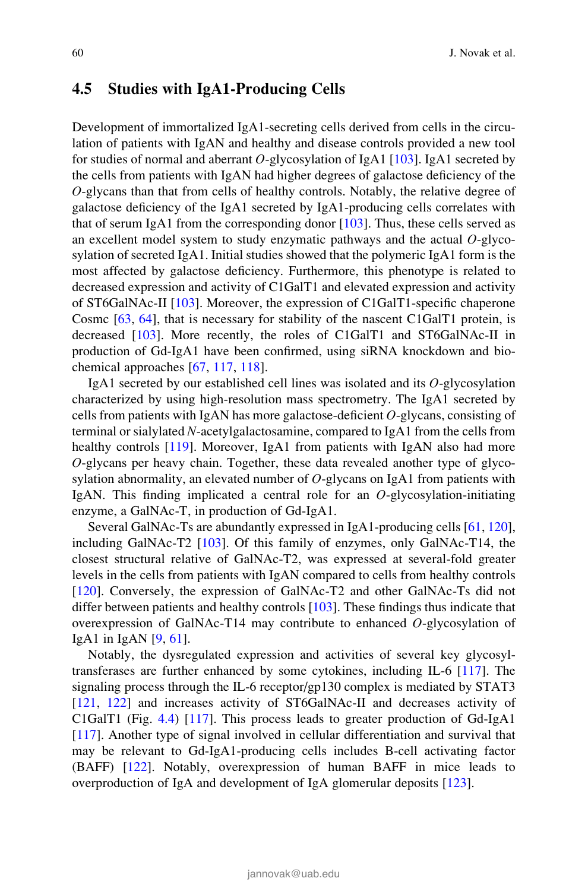## 4.5 Studies with IgA1-Producing Cells

Development of immortalized IgA1-secreting cells derived from cells in the circulation of patients with IgAN and healthy and disease controls provided a new tool for studies of normal and aberrant *O*-glycosylation of IgA1 [103]. IgA1 secreted by the cells from patients with IgAN had higher degrees of galactose deficiency of the *O*-glycans than that from cells of healthy controls. Notably, the relative degree of galactose deficiency of the IgA1 secreted by IgA1-producing cells correlates with that of serum IgA1 from the corresponding donor [103]. Thus, these cells served as an excellent model system to study enzymatic pathways and the actual *O*-glycosylation of secreted IgA1. Initial studies showed that the polymeric IgA1 form is the most affected by galactose deficiency. Furthermore, this phenotype is related to decreased expression and activity of C1GalT1 and elevated expression and activity of ST6GalNAc-II [103]. Moreover, the expression of C1GalT1-specific chaperone Cosmc [63, 64], that is necessary for stability of the nascent C1GalT1 protein, is decreased [103]. More recently, the roles of C1GalT1 and ST6GalNAc-II in production of Gd-IgA1 have been confirmed, using siRNA knockdown and biochemical approaches [67, 117, 118].

IgA1 secreted by our established cell lines was isolated and its *O*-glycosylation characterized by using high-resolution mass spectrometry. The IgA1 secreted by cells from patients with IgAN has more galactose-deficient *O*-glycans, consisting of terminal or sialylated *N*-acetylgalactosamine, compared to IgA1 from the cells from healthy controls [119]. Moreover, IgA1 from patients with IgAN also had more *O*-glycans per heavy chain. Together, these data revealed another type of glycosylation abnormality, an elevated number of *O*-glycans on IgA1 from patients with IgAN. This finding implicated a central role for an *O*-glycosylation-initiating enzyme, a GalNAc-T, in production of Gd-IgA1.

Several GalNAc-Ts are abundantly expressed in IgA1-producing cells [61, 120], including GalNAc-T2 [103]. Of this family of enzymes, only GalNAc-T14, the closest structural relative of GalNAc-T2, was expressed at several-fold greater levels in the cells from patients with IgAN compared to cells from healthy controls [120]. Conversely, the expression of GalNAc-T2 and other GalNAc-Ts did not differ between patients and healthy controls [103]. These findings thus indicate that overexpression of GalNAc-T14 may contribute to enhanced *O*-glycosylation of IgA1 in IgAN [9, 61].

Notably, the dysregulated expression and activities of several key glycosyltransferases are further enhanced by some cytokines, including IL-6 [117]. The signaling process through the IL-6 receptor/gp130 complex is mediated by STAT3 [121, 122] and increases activity of ST6GalNAc-II and decreases activity of C1GalT1 (Fig. 4.4) [117]. This process leads to greater production of Gd-IgA1 [117]. Another type of signal involved in cellular differentiation and survival that may be relevant to Gd-IgA1-producing cells includes B-cell activating factor (BAFF) [122]. Notably, overexpression of human BAFF in mice leads to overproduction of IgA and development of IgA glomerular deposits [123].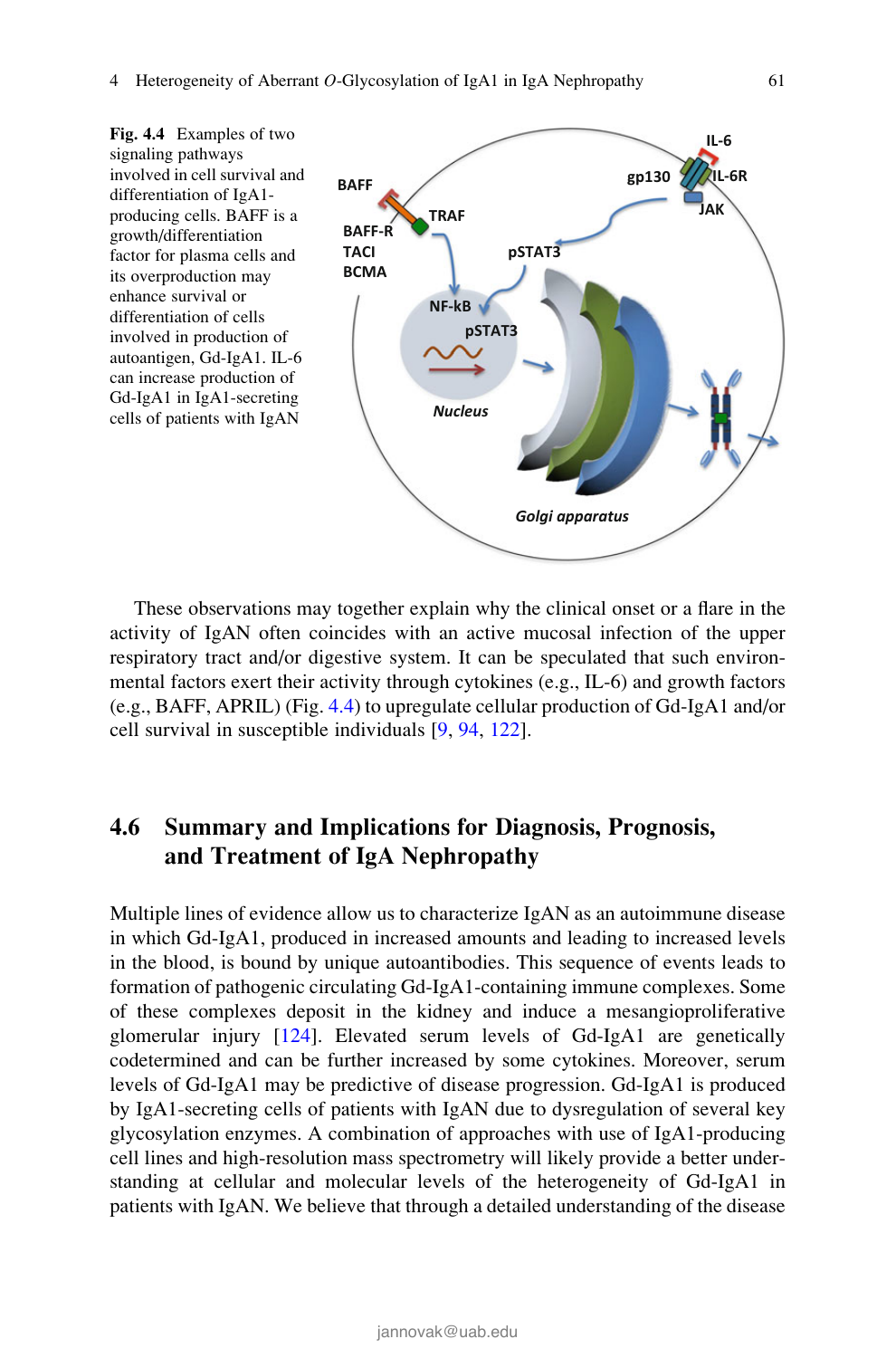**Fig. 4.4** Examples of two signaling pathways involved in cell survival and differentiation of IgA1-producing cells. BAFF is a growth/differentiation factor for plasma cells and its overproduction may enhance survival or differentiation of cells involved in production of autoantigen, Gd-IgA1. IL-6 can increase production of Gd-IgA1 in IgA1-secreting cells of patients with IgAN

These observations may together explain why the clinical onset or a flare in the activity of IgAN often coincides with an active mucosal infection of the upper respiratory tract and/or digestive system. It can be speculated that such environmental factors exert their activity through cytokines (e.g., IL-6) and growth factors (e.g., BAFF, APRIL) (Fig. 4.4) to upregulate cellular production of Gd-IgA1 and/or cell survival in susceptible individuals [9, 94, 122].

## 4.6 Summary and Implications for Diagnosis, Prognosis, and Treatment of IgA Nephropathy

Multiple lines of evidence allow us to characterize IgAN as an autoimmune disease in which Gd-IgA1, produced in increased amounts and leading to increased levels in the blood, is bound by unique autoantibodies. This sequence of events leads to formation of pathogenic circulating Gd-IgA1-containing immune complexes. Some of these complexes deposit in the kidney and induce a mesangioproliferative glomerular injury [124]. Elevated serum levels of Gd-IgA1 are genetically codetermined and can be further increased by some cytokines. Moreover, serum levels of Gd-IgA1 may be predictive of disease progression. Gd-IgA1 is produced by IgA1-secreting cells of patients with IgAN due to dysregulation of several key glycosylation enzymes. A combination of approaches with use of IgA1-producing cell lines and high-resolution mass spectrometry will likely provide a better understanding at cellular and molecular levels of the heterogeneity of Gd-IgA1 in patients with IgAN. We believe that through a detailed understanding of the disease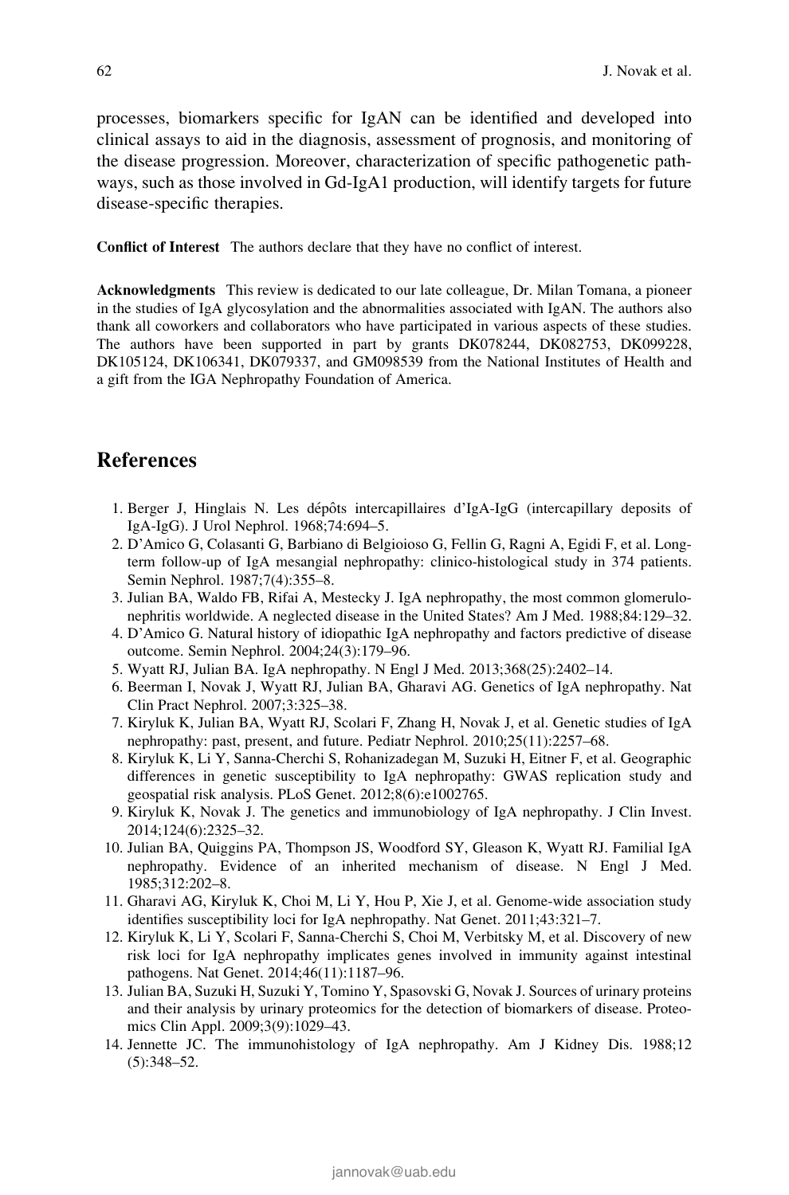processes, biomarkers specific for IgAN can be identified and developed into clinical assays to aid in the diagnosis, assessment of prognosis, and monitoring of the disease progression. Moreover, characterization of specific pathogenetic pathways, such as those involved in Gd-IgA1 production, will identify targets for future disease-specific therapies.

**Conflict of Interest** The authors declare that they have no conflict of interest.

**Acknowledgments** This review is dedicated to our late colleague, Dr. Milan Tomana, a pioneer in the studies of IgA glycosylation and the abnormalities associated with IgAN. The authors also thank all coworkers and collaborators who have participated in various aspects of these studies. The authors have been supported in part by grants DK078244, DK082753, DK099228, DK105124, DK106341, DK079337, and GM098539 from the National Institutes of Health and a gift from the IGA Nephropathy Foundation of America.

## References

1. Berger J, Hinglais N. Les dépôts intercapillaires d'IgA-IgG (intercapillary deposits of IgA-IgG). J Urol Nephrol. 1968;74:694–5.
2. D'Amico G, Colasanti G, Barbiano di Belgioioso G, Fellin G, Ragni A, Egidi F, et al. Long-term follow-up of IgA mesangial nephropathy: clinico-histological study in 374 patients. Semin Nephrol. 1987;7(4):355–8.
3. Julian BA, Waldo FB, Rifai A, Mestecky J. IgA nephropathy, the most common glomerulonephritis worldwide. A neglected disease in the United States? Am J Med. 1988;84:129–32.
4. D'Amico G. Natural history of idiopathic IgA nephropathy and factors predictive of disease outcome. Semin Nephrol. 2004;24(3):179–96.
5. Wyatt RJ, Julian BA. IgA nephropathy. N Engl J Med. 2013;368(25):2402–14.
6. Beerman I, Novak J, Wyatt RJ, Julian BA, Gharavi AG. Genetics of IgA nephropathy. Nat Clin Pract Nephrol. 2007;3:325–38.
7. Kiryluk K, Julian BA, Wyatt RJ, Scolari F, Zhang H, Novak J, et al. Genetic studies of IgA nephropathy: past, present, and future. Pediatr Nephrol. 2010;25(11):2257–68.
8. Kiryluk K, Li Y, Sanna-Cherchi S, Rohanizadegan M, Suzuki H, Eitner F, et al. Geographic differences in genetic susceptibility to IgA nephropathy: GWAS replication study and geospatial risk analysis. PLoS Genet. 2012;8(6):e1002765.
9. Kiryluk K, Novak J. The genetics and immunobiology of IgA nephropathy. J Clin Invest. 2014;124(6):2325–32.
10. Julian BA, Quiggins PA, Thompson JS, Woodford SY, Gleason K, Wyatt RJ. Familial IgA nephropathy. Evidence of an inherited mechanism of disease. N Engl J Med. 1985;312:202–8.
11. Gharavi AG, Kiryluk K, Choi M, Li Y, Hou P, Xie J, et al. Genome-wide association study identifies susceptibility loci for IgA nephropathy. Nat Genet. 2011;43:321–7.
12. Kiryluk K, Li Y, Scolari F, Sanna-Cherchi S, Choi M, Verbitsky M, et al. Discovery of new risk loci for IgA nephropathy implicates genes involved in immunity against intestinal pathogens. Nat Genet. 2014;46(11):1187–96.
13. Julian BA, Suzuki H, Suzuki Y, Tomino Y, Spasovski G, Novak J. Sources of urinary proteins and their analysis by urinary proteomics for the detection of biomarkers of disease. Proteomics Clin Appl. 2009;3(9):1029–43.
14. Jennette JC. The immunohistology of IgA nephropathy. Am J Kidney Dis. 1988;12(5):348–52.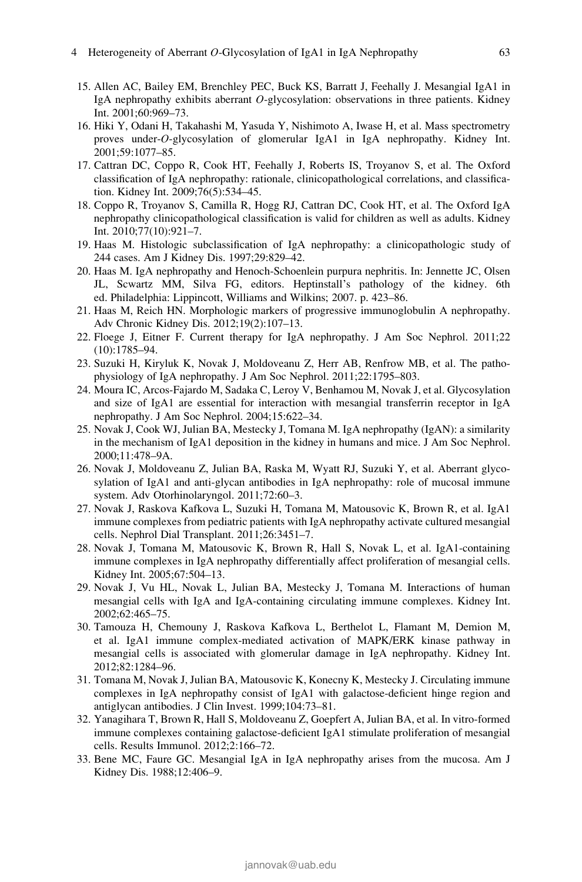15. Allen AC, Bailey EM, Brenchley PEC, Buck KS, Barratt J, Feehally J. Mesangial IgA1 in IgA nephropathy exhibits aberrant *O*-glycosylation: observations in three patients. Kidney Int. 2001;60:969–73.
16. Hiki Y, Odani H, Takahashi M, Yasuda Y, Nishimoto A, Iwase H, et al. Mass spectrometry proves under-*O*-glycosylation of glomerular IgA1 in IgA nephropathy. Kidney Int. 2001;59:1077–85.
17. Cattran DC, Coppo R, Cook HT, Feehally J, Roberts IS, Troyanov S, et al. The Oxford classification of IgA nephropathy: rationale, clinicopathological correlations, and classification. Kidney Int. 2009;76(5):534–45.
18. Coppo R, Troyanov S, Camilla R, Hogg RJ, Cattran DC, Cook HT, et al. The Oxford IgA nephropathy clinicopathological classification is valid for children as well as adults. Kidney Int. 2010;77(10):921–7.
19. Haas M. Histologic subclassification of IgA nephropathy: a clinicopathologic study of 244 cases. Am J Kidney Dis. 1997;29:829–42.
20. Haas M. IgA nephropathy and Henoch-Schoenlein purpura nephritis. In: Jennette JC, Olsen JL, Scwartz MM, Silva FG, editors. Heptinstall's pathology of the kidney. 6th ed. Philadelphia: Lippincott, Williams and Wilkins; 2007. p. 423–86.
21. Haas M, Reich HN. Morphologic markers of progressive immunoglobulin A nephropathy. Adv Chronic Kidney Dis. 2012;19(2):107–13.
22. Floege J, Eitner F. Current therapy for IgA nephropathy. J Am Soc Nephrol. 2011;22 (10):1785–94.
23. Suzuki H, Kiryluk K, Novak J, Moldoveanu Z, Herr AB, Renfrow MB, et al. The pathophysiology of IgA nephropathy. J Am Soc Nephrol. 2011;22:1795–803.
24. Moura IC, Arcos-Fajardo M, Sadaka C, Leroy V, Benhamou M, Novak J, et al. Glycosylation and size of IgA1 are essential for interaction with mesangial transferrin receptor in IgA nephropathy. J Am Soc Nephrol. 2004;15:622–34.
25. Novak J, Cook WJ, Julian BA, Mestecky J, Tomana M. IgA nephropathy (IgAN): a similarity in the mechanism of IgA1 deposition in the kidney in humans and mice. J Am Soc Nephrol. 2000;11:478–9A.
26. Novak J, Moldoveanu Z, Julian BA, Raska M, Wyatt RJ, Suzuki Y, et al. Aberrant glycosylation of IgA1 and anti-glycan antibodies in IgA nephropathy: role of mucosal immune system. Adv Otorhinolaryngol. 2011;72:60–3.
27. Novak J, Raskova Kafkova L, Suzuki H, Tomana M, Matousovic K, Brown R, et al. IgA1 immune complexes from pediatric patients with IgA nephropathy activate cultured mesangial cells. Nephrol Dial Transplant. 2011;26:3451–7.
28. Novak J, Tomana M, Matousovic K, Brown R, Hall S, Novak L, et al. IgA1-containing immune complexes in IgA nephropathy differentially affect proliferation of mesangial cells. Kidney Int. 2005;67:504–13.
29. Novak J, Vu HL, Novak L, Julian BA, Mestecky J, Tomana M. Interactions of human mesangial cells with IgA and IgA-containing circulating immune complexes. Kidney Int. 2002;62:465–75.
30. Tamouza H, Chemouny J, Raskova Kafkova L, Berthelot L, Flamant M, Demion M, et al. IgA1 immune complex-mediated activation of MAPK/ERK kinase pathway in mesangial cells is associated with glomerular damage in IgA nephropathy. Kidney Int. 2012;82:1284–96.
31. Tomana M, Novak J, Julian BA, Matousovic K, Konecny K, Mestecky J. Circulating immune complexes in IgA nephropathy consist of IgA1 with galactose-deficient hinge region and antiglycan antibodies. J Clin Invest. 1999;104:73–81.
32. Yanagihara T, Brown R, Hall S, Moldoveanu Z, Goepfert A, Julian BA, et al. In vitro-formed immune complexes containing galactose-deficient IgA1 stimulate proliferation of mesangial cells. Results Immunol. 2012;2:166–72.
33. Bene MC, Faure GC. Mesangial IgA in IgA nephropathy arises from the mucosa. Am J Kidney Dis. 1988;12:406–9.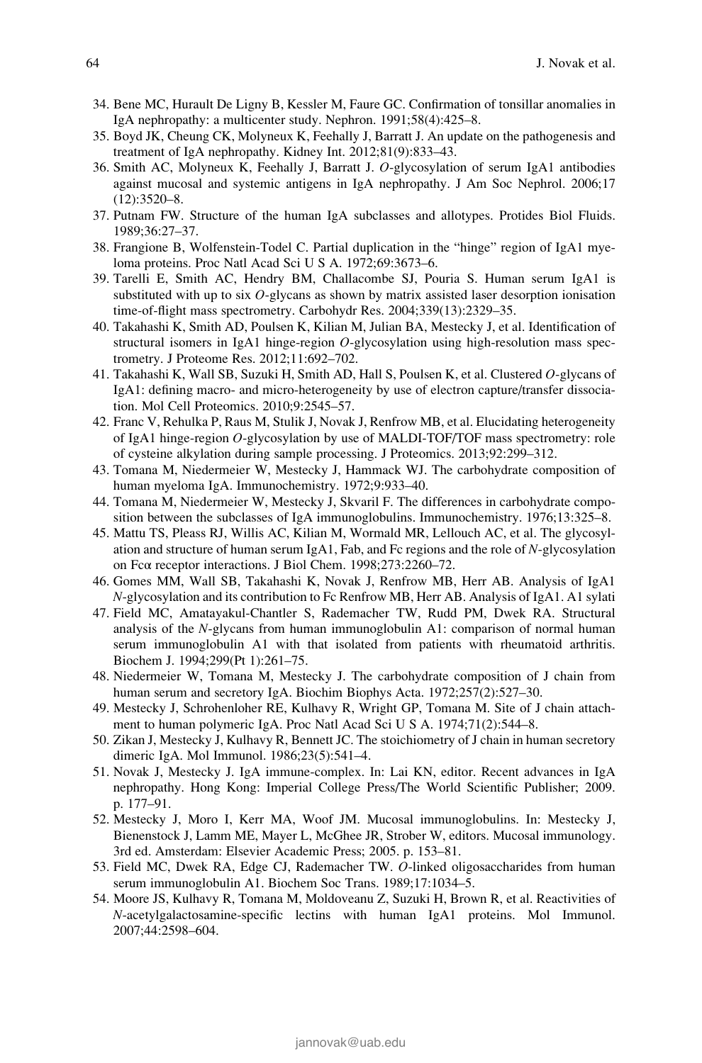34. Bene MC, Hurault De Ligny B, Kessler M, Faure GC. Confirmation of tonsillar anomalies in IgA nephropathy: a multicenter study. Nephron. 1991;58(4):425–8.
35. Boyd JK, Cheung CK, Molyneux K, Feehally J, Barratt J. An update on the pathogenesis and treatment of IgA nephropathy. Kidney Int. 2012;81(9):833–43.
36. Smith AC, Molyneux K, Feehally J, Barratt J. *O*-glycosylation of serum IgA1 antibodies against mucosal and systemic antigens in IgA nephropathy. J Am Soc Nephrol. 2006;17 (12):3520–8.
37. Putnam FW. Structure of the human IgA subclasses and allotypes. Protides Biol Fluids. 1989;36:27–37.
38. Frangione B, Wolfenstein-Todel C. Partial duplication in the "hinge" region of IgA1 myeloma proteins. Proc Natl Acad Sci U S A. 1972;69:3673–6.
39. Tarelli E, Smith AC, Hendry BM, Challacombe SJ, Pouria S. Human serum IgA1 is substituted with up to six *O*-glycans as shown by matrix assisted laser desorption ionisation time-of-flight mass spectrometry. Carbohydr Res. 2004;339(13):2329–35.
40. Takahashi K, Smith AD, Poulsen K, Kilian M, Julian BA, Mestecky J, et al. Identification of structural isomers in IgA1 hinge-region *O*-glycosylation using high-resolution mass spectrometry. J Proteome Res. 2012;11:692–702.
41. Takahashi K, Wall SB, Suzuki H, Smith AD, Hall S, Poulsen K, et al. Clustered *O*-glycans of IgA1: defining macro- and micro-heterogeneity by use of electron capture/transfer dissociation. Mol Cell Proteomics. 2010;9:2545–57.
42. Franc V, Rehulka P, Raus M, Stulik J, Novak J, Renfrow MB, et al. Elucidating heterogeneity of IgA1 hinge-region *O*-glycosylation by use of MALDI-TOF/TOF mass spectrometry: role of cysteine alkylation during sample processing. J Proteomics. 2013;92:299–312.
43. Tomana M, Niedermeier W, Mestecky J, Hammack WJ. The carbohydrate composition of human myeloma IgA. Immunochemistry. 1972;9:933–40.
44. Tomana M, Niedermeier W, Mestecky J, Skvaril F. The differences in carbohydrate composition between the subclasses of IgA immunoglobulins. Immunochemistry. 1976;13:325–8.
45. Mattu TS, Pleass RJ, Willis AC, Kilian M, Wormald MR, Lellouch AC, et al. The glycosylation and structure of human serum IgA1, Fab, and Fc regions and the role of *N*-glycosylation on Fcα receptor interactions. J Biol Chem. 1998;273:2260–72.
46. Gomes MM, Wall SB, Takahashi K, Novak J, Renfrow MB, Herr AB. Analysis of IgA1 *N*-glycosylation and its contribution to Fc Renfrow MB, Herr AB. Analysis of IgA1. A1 sylati
47. Field MC, Amatayakul-Chantler S, Rademacher TW, Rudd PM, Dwek RA. Structural analysis of the *N*-glycans from human immunoglobulin A1: comparison of normal human serum immunoglobulin A1 with that isolated from patients with rheumatoid arthritis. Biochem J. 1994;299(Pt 1):261–75.
48. Niedermeier W, Tomana M, Mestecky J. The carbohydrate composition of J chain from human serum and secretory IgA. Biochim Biophys Acta. 1972;257(2):527–30.
49. Mestecky J, Schrohenloher RE, Kulhavy R, Wright GP, Tomana M. Site of J chain attachment to human polymeric IgA. Proc Natl Acad Sci U S A. 1974;71(2):544–8.
50. Zikan J, Mestecky J, Kulhavy R, Bennett JC. The stoichiometry of J chain in human secretory dimeric IgA. Mol Immunol. 1986;23(5):541–4.
51. Novak J, Mestecky J. IgA immune-complex. In: Lai KN, editor. Recent advances in IgA nephropathy. Hong Kong: Imperial College Press/The World Scientific Publisher; 2009. p. 177–91.
52. Mestecky J, Moro I, Kerr MA, Woof JM. Mucosal immunoglobulins. In: Mestecky J, Bienenstock J, Lamm ME, Mayer L, McGhee JR, Strober W, editors. Mucosal immunology. 3rd ed. Amsterdam: Elsevier Academic Press; 2005. p. 153–81.
53. Field MC, Dwek RA, Edge CJ, Rademacher TW. *O*-linked oligosaccharides from human serum immunoglobulin A1. Biochem Soc Trans. 1989;17:1034–5.
54. Moore JS, Kulhavy R, Tomana M, Moldoveanu Z, Suzuki H, Brown R, et al. Reactivities of *N*-acetylgalactosamine-specific lectins with human IgA1 proteins. Mol Immunol. 2007;44:2598–604.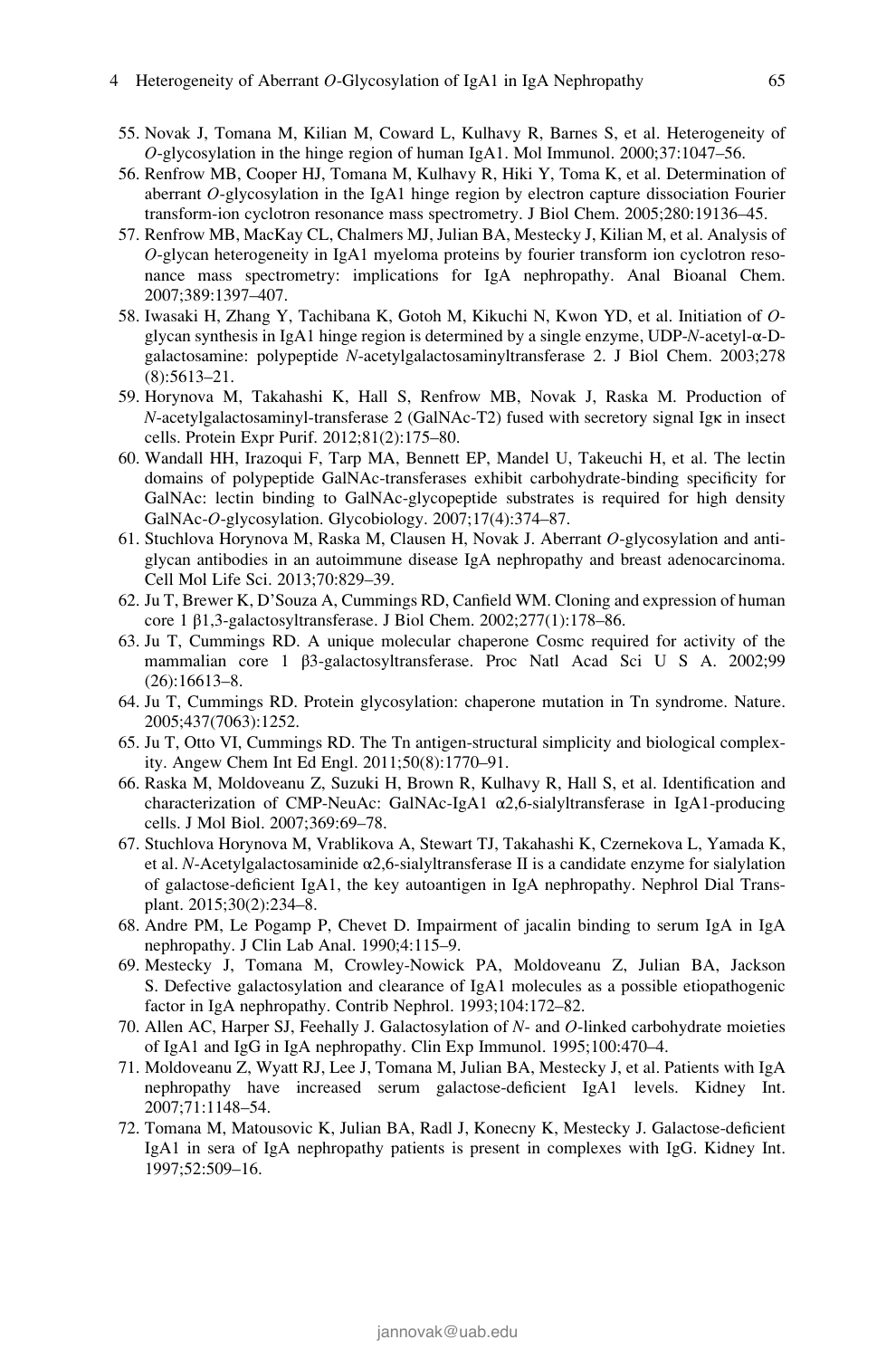55. Novak J, Tomana M, Kilian M, Coward L, Kulhavy R, Barnes S, et al. Heterogeneity of *O*-glycosylation in the hinge region of human IgA1. Mol Immunol. 2000;37:1047–56.
56. Renfrow MB, Cooper HJ, Tomana M, Kulhavy R, Hiki Y, Toma K, et al. Determination of aberrant *O*-glycosylation in the IgA1 hinge region by electron capture dissociation Fourier transform-ion cyclotron resonance mass spectrometry. J Biol Chem. 2005;280:19136–45.
57. Renfrow MB, MacKay CL, Chalmers MJ, Julian BA, Mestecky J, Kilian M, et al. Analysis of *O*-glycan heterogeneity in IgA1 myeloma proteins by fourier transform ion cyclotron resonance mass spectrometry: implications for IgA nephropathy. Anal Bioanal Chem. 2007;389:1397–407.
58. Iwasaki H, Zhang Y, Tachibana K, Gotoh M, Kikuchi N, Kwon YD, et al. Initiation of *O*-glycan synthesis in IgA1 hinge region is determined by a single enzyme, UDP-*N*-acetyl-α-D-galactosamine: polypeptide *N*-acetylgalactosaminyltransferase 2. J Biol Chem. 2003;278 (8):5613–21.
59. Horynova M, Takahashi K, Hall S, Renfrow MB, Novak J, Raska M. Production of *N*-acetylgalactosaminyl-transferase 2 (GalNAc-T2) fused with secretory signal Igκ in insect cells. Protein Expr Purif. 2012;81(2):175–80.
60. Wandall HH, Irazoqui F, Tarp MA, Bennett EP, Mandel U, Takeuchi H, et al. The lectin domains of polypeptide GalNAc-transferases exhibit carbohydrate-binding specificity for GalNAc: lectin binding to GalNAc-glycopeptide substrates is required for high density GalNAc-*O*-glycosylation. Glycobiology. 2007;17(4):374–87.
61. Stuchlova Horynova M, Raska M, Clausen H, Novak J. Aberrant *O*-glycosylation and anti-glycan antibodies in an autoimmune disease IgA nephropathy and breast adenocarcinoma. Cell Mol Life Sci. 2013;70:829–39.
62. Ju T, Brewer K, D'Souza A, Cummings RD, Canfield WM. Cloning and expression of human core 1 β1,3-galactosyltransferase. J Biol Chem. 2002;277(1):178–86.
63. Ju T, Cummings RD. A unique molecular chaperone Cosmc required for activity of the mammalian core 1 β3-galactosyltransferase. Proc Natl Acad Sci U S A. 2002;99 (26):16613–8.
64. Ju T, Cummings RD. Protein glycosylation: chaperone mutation in Tn syndrome. Nature. 2005;437(7063):1252.
65. Ju T, Otto VI, Cummings RD. The Tn antigen-structural simplicity and biological complexity. Angew Chem Int Ed Engl. 2011;50(8):1770–91.
66. Raska M, Moldoveanu Z, Suzuki H, Brown R, Kulhavy R, Hall S, et al. Identification and characterization of CMP-NeuAc: GalNAc-IgA1 α2,6-sialyltransferase in IgA1-producing cells. J Mol Biol. 2007;369:69–78.
67. Stuchlova Horynova M, Vrablikova A, Stewart TJ, Takahashi K, Czernekova L, Yamada K, et al. *N*-Acetylgalactosaminide α2,6-sialyltransferase II is a candidate enzyme for sialylation of galactose-deficient IgA1, the key autoantigen in IgA nephropathy. Nephrol Dial Transplant. 2015;30(2):234–8.
68. Andre PM, Le Pogamp P, Chevet D. Impairment of jacalin binding to serum IgA in IgA nephropathy. J Clin Lab Anal. 1990;4:115–9.
69. Mestecky J, Tomana M, Crowley-Nowick PA, Moldoveanu Z, Julian BA, Jackson S. Defective galactosylation and clearance of IgA1 molecules as a possible etiopathogenic factor in IgA nephropathy. Contrib Nephrol. 1993;104:172–82.
70. Allen AC, Harper SJ, Feehally J. Galactosylation of *N*- and *O*-linked carbohydrate moieties of IgA1 and IgG in IgA nephropathy. Clin Exp Immunol. 1995;100:470–4.
71. Moldoveanu Z, Wyatt RJ, Lee J, Tomana M, Julian BA, Mestecky J, et al. Patients with IgA nephropathy have increased serum galactose-deficient IgA1 levels. Kidney Int. 2007;71:1148–54.
72. Tomana M, Matousovic K, Julian BA, Radl J, Konecny K, Mestecky J. Galactose-deficient IgA1 in sera of IgA nephropathy patients is present in complexes with IgG. Kidney Int. 1997;52:509–16.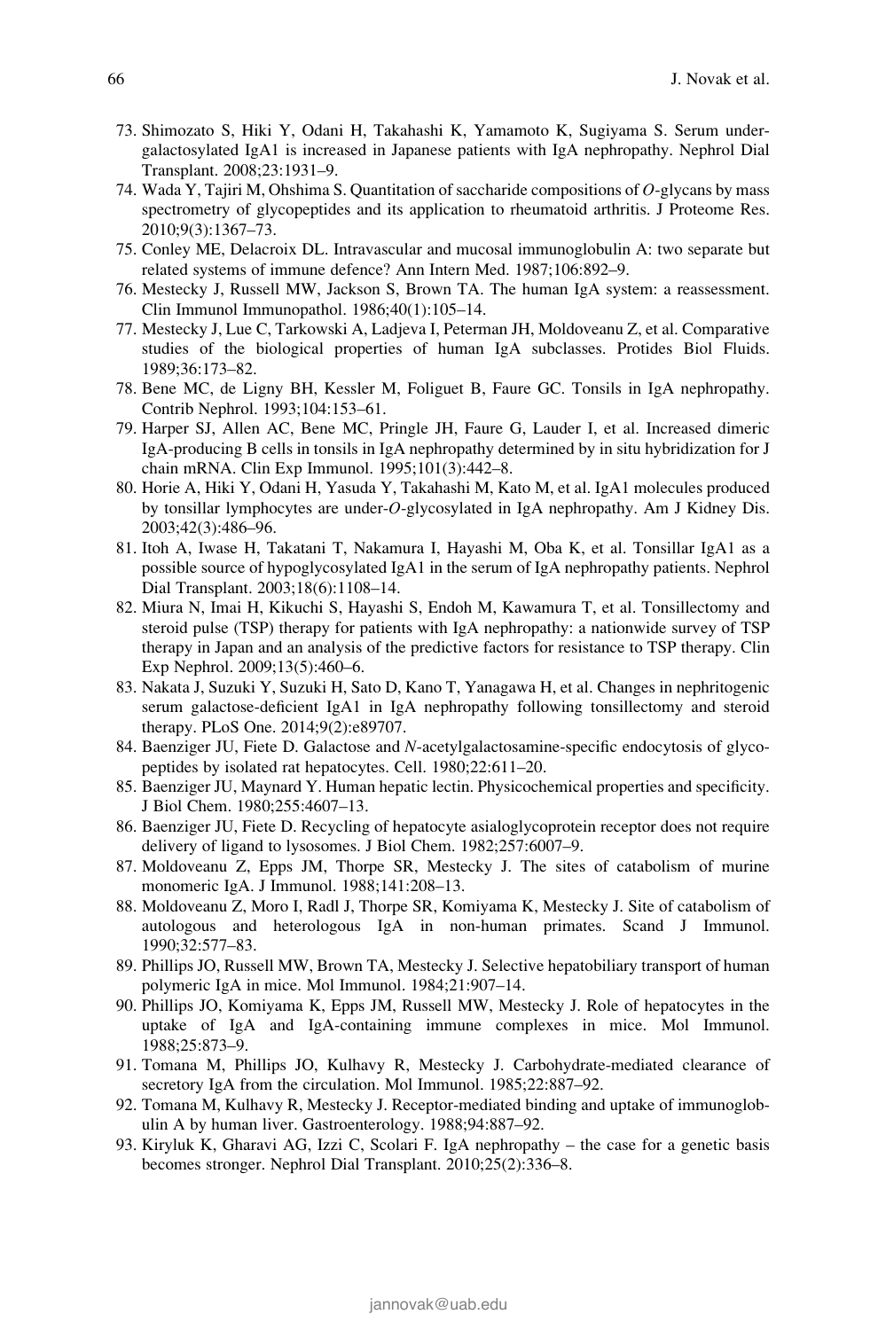73. Shimozato S, Hiki Y, Odani H, Takahashi K, Yamamoto K, Sugiyama S. Serum under-galactosylated IgA1 is increased in Japanese patients with IgA nephropathy. Nephrol Dial Transplant. 2008;23:1931–9.
74. Wada Y, Tajiri M, Ohshima S. Quantitation of saccharide compositions of *O*-glycans by mass spectrometry of glycopeptides and its application to rheumatoid arthritis. J Proteome Res. 2010;9(3):1367–73.
75. Conley ME, Delacroix DL. Intravascular and mucosal immunoglobulin A: two separate but related systems of immune defence? Ann Intern Med. 1987;106:892–9.
76. Mestecky J, Russell MW, Jackson S, Brown TA. The human IgA system: a reassessment. Clin Immunol Immunopathol. 1986;40(1):105–14.
77. Mestecky J, Lue C, Tarkowski A, Ladjeva I, Peterman JH, Moldoveanu Z, et al. Comparative studies of the biological properties of human IgA subclasses. Protides Biol Fluids. 1989;36:173–82.
78. Bene MC, de Ligny BH, Kessler M, Foliguet B, Faure GC. Tonsils in IgA nephropathy. Contrib Nephrol. 1993;104:153–61.
79. Harper SJ, Allen AC, Bene MC, Pringle JH, Faure G, Lauder I, et al. Increased dimeric IgA-producing B cells in tonsils in IgA nephropathy determined by in situ hybridization for J chain mRNA. Clin Exp Immunol. 1995;101(3):442–8.
80. Horie A, Hiki Y, Odani H, Yasuda Y, Takahashi M, Kato M, et al. IgA1 molecules produced by tonsillar lymphocytes are under-*O*-glycosylated in IgA nephropathy. Am J Kidney Dis. 2003;42(3):486–96.
81. Itoh A, Iwase H, Takatani T, Nakamura I, Hayashi M, Oba K, et al. Tonsillar IgA1 as a possible source of hypoglycosylated IgA1 in the serum of IgA nephropathy patients. Nephrol Dial Transplant. 2003;18(6):1108–14.
82. Miura N, Imai H, Kikuchi S, Hayashi S, Endoh M, Kawamura T, et al. Tonsillectomy and steroid pulse (TSP) therapy for patients with IgA nephropathy: a nationwide survey of TSP therapy in Japan and an analysis of the predictive factors for resistance to TSP therapy. Clin Exp Nephrol. 2009;13(5):460–6.
83. Nakata J, Suzuki Y, Suzuki H, Sato D, Kano T, Yanagawa H, et al. Changes in nephritogenic serum galactose-deficient IgA1 in IgA nephropathy following tonsillectomy and steroid therapy. PLoS One. 2014;9(2):e89707.
84. Baenziger JU, Fiete D. Galactose and *N*-acetylgalactosamine-specific endocytosis of glycopeptides by isolated rat hepatocytes. Cell. 1980;22:611–20.
85. Baenziger JU, Maynard Y. Human hepatic lectin. Physicochemical properties and specificity. J Biol Chem. 1980;255:4607–13.
86. Baenziger JU, Fiete D. Recycling of hepatocyte asialoglycoprotein receptor does not require delivery of ligand to lysosomes. J Biol Chem. 1982;257:6007–9.
87. Moldoveanu Z, Epps JM, Thorpe SR, Mestecky J. The sites of catabolism of murine monomeric IgA. J Immunol. 1988;141:208–13.
88. Moldoveanu Z, Moro I, Radl J, Thorpe SR, Komiyama K, Mestecky J. Site of catabolism of autologous and heterologous IgA in non-human primates. Scand J Immunol. 1990;32:577–83.
89. Phillips JO, Russell MW, Brown TA, Mestecky J. Selective hepatobiliary transport of human polymeric IgA in mice. Mol Immunol. 1984;21:907–14.
90. Phillips JO, Komiyama K, Epps JM, Russell MW, Mestecky J. Role of hepatocytes in the uptake of IgA and IgA-containing immune complexes in mice. Mol Immunol. 1988;25:873–9.
91. Tomana M, Phillips JO, Kulhavy R, Mestecky J. Carbohydrate-mediated clearance of secretory IgA from the circulation. Mol Immunol. 1985;22:887–92.
92. Tomana M, Kulhavy R, Mestecky J. Receptor-mediated binding and uptake of immunoglobulin A by human liver. Gastroenterology. 1988;94:887–92.
93. Kiryluk K, Gharavi AG, Izzi C, Scolari F. IgA nephropathy – the case for a genetic basis becomes stronger. Nephrol Dial Transplant. 2010;25(2):336–8.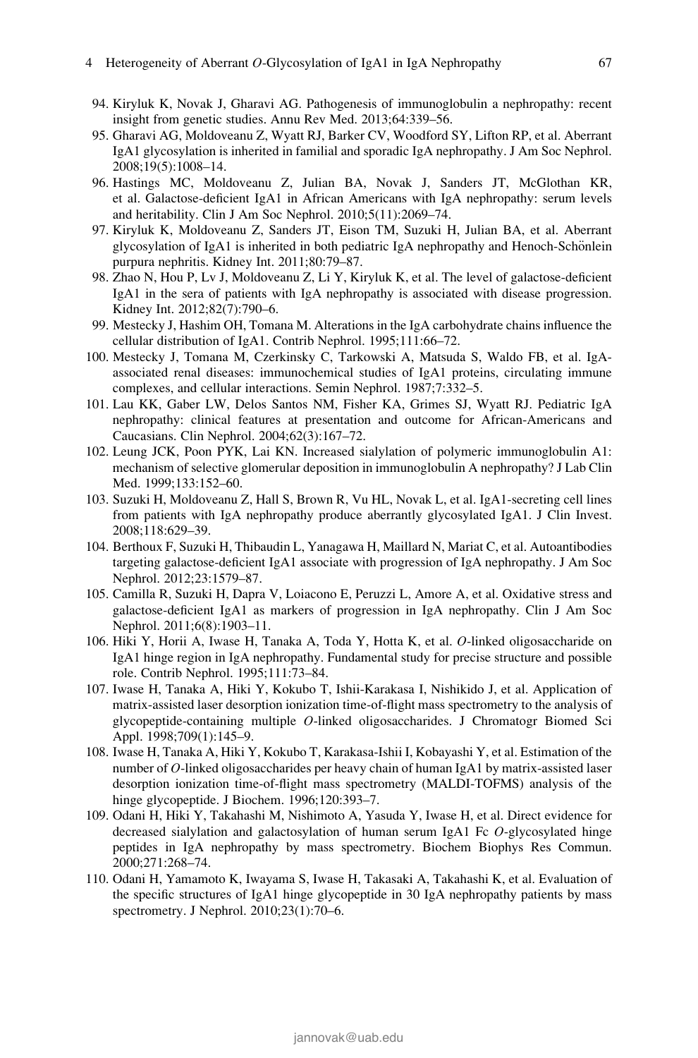94. Kiryluk K, Novak J, Gharavi AG. Pathogenesis of immunoglobulin a nephropathy: recent insight from genetic studies. Annu Rev Med. 2013;64:339–56.
95. Gharavi AG, Moldoveanu Z, Wyatt RJ, Barker CV, Woodford SY, Lifton RP, et al. Aberrant IgA1 glycosylation is inherited in familial and sporadic IgA nephropathy. J Am Soc Nephrol. 2008;19(5):1008–14.
96. Hastings MC, Moldoveanu Z, Julian BA, Novak J, Sanders JT, McGlothan KR, et al. Galactose-deficient IgA1 in African Americans with IgA nephropathy: serum levels and heritability. Clin J Am Soc Nephrol. 2010;5(11):2069–74.
97. Kiryluk K, Moldoveanu Z, Sanders JT, Eison TM, Suzuki H, Julian BA, et al. Aberrant glycosylation of IgA1 is inherited in both pediatric IgA nephropathy and Henoch-Schönlein purpura nephritis. Kidney Int. 2011;80:79–87.
98. Zhao N, Hou P, Lv J, Moldoveanu Z, Li Y, Kiryluk K, et al. The level of galactose-deficient IgA1 in the sera of patients with IgA nephropathy is associated with disease progression. Kidney Int. 2012;82(7):790–6.
99. Mestecky J, Hashim OH, Tomana M. Alterations in the IgA carbohydrate chains influence the cellular distribution of IgA1. Contrib Nephrol. 1995;111:66–72.
100. Mestecky J, Tomana M, Czerkinsky C, Tarkowski A, Matsuda S, Waldo FB, et al. IgA-associated renal diseases: immunochemical studies of IgA1 proteins, circulating immune complexes, and cellular interactions. Semin Nephrol. 1987;7:332–5.
101. Lau KK, Gaber LW, Delos Santos NM, Fisher KA, Grimes SJ, Wyatt RJ. Pediatric IgA nephropathy: clinical features at presentation and outcome for African-Americans and Caucasians. Clin Nephrol. 2004;62(3):167–72.
102. Leung JCK, Poon PYK, Lai KN. Increased sialylation of polymeric immunoglobulin A1: mechanism of selective glomerular deposition in immunoglobulin A nephropathy? J Lab Clin Med. 1999;133:152–60.
103. Suzuki H, Moldoveanu Z, Hall S, Brown R, Vu HL, Novak L, et al. IgA1-secreting cell lines from patients with IgA nephropathy produce aberrantly glycosylated IgA1. J Clin Invest. 2008;118:629–39.
104. Berthoux F, Suzuki H, Thibaudin L, Yanagawa H, Maillard N, Mariat C, et al. Autoantibodies targeting galactose-deficient IgA1 associate with progression of IgA nephropathy. J Am Soc Nephrol. 2012;23:1579–87.
105. Camilla R, Suzuki H, Dapra V, Loiacono E, Peruzzi L, Amore A, et al. Oxidative stress and galactose-deficient IgA1 as markers of progression in IgA nephropathy. Clin J Am Soc Nephrol. 2011;6(8):1903–11.
106. Hiki Y, Horii A, Iwase H, Tanaka A, Toda Y, Hotta K, et al. *O*-linked oligosaccharide on IgA1 hinge region in IgA nephropathy. Fundamental study for precise structure and possible role. Contrib Nephrol. 1995;111:73–84.
107. Iwase H, Tanaka A, Hiki Y, Kokubo T, Ishii-Karakasa I, Nishikido J, et al. Application of matrix-assisted laser desorption ionization time-of-flight mass spectrometry to the analysis of glycopeptide-containing multiple *O*-linked oligosaccharides. J Chromatogr Biomed Sci Appl. 1998;709(1):145–9.
108. Iwase H, Tanaka A, Hiki Y, Kokubo T, Karakasa-Ishii I, Kobayashi Y, et al. Estimation of the number of *O*-linked oligosaccharides per heavy chain of human IgA1 by matrix-assisted laser desorption ionization time-of-flight mass spectrometry (MALDI-TOFMS) analysis of the hinge glycopeptide. J Biochem. 1996;120:393–7.
109. Odani H, Hiki Y, Takahashi M, Nishimoto A, Yasuda Y, Iwase H, et al. Direct evidence for decreased sialylation and galactosylation of human serum IgA1 Fc *O*-glycosylated hinge peptides in IgA nephropathy by mass spectrometry. Biochem Biophys Res Commun. 2000;271:268–74.
110. Odani H, Yamamoto K, Iwayama S, Iwase H, Takasaki A, Takahashi K, et al. Evaluation of the specific structures of IgA1 hinge glycopeptide in 30 IgA nephropathy patients by mass spectrometry. J Nephrol. 2010;23(1):70–6.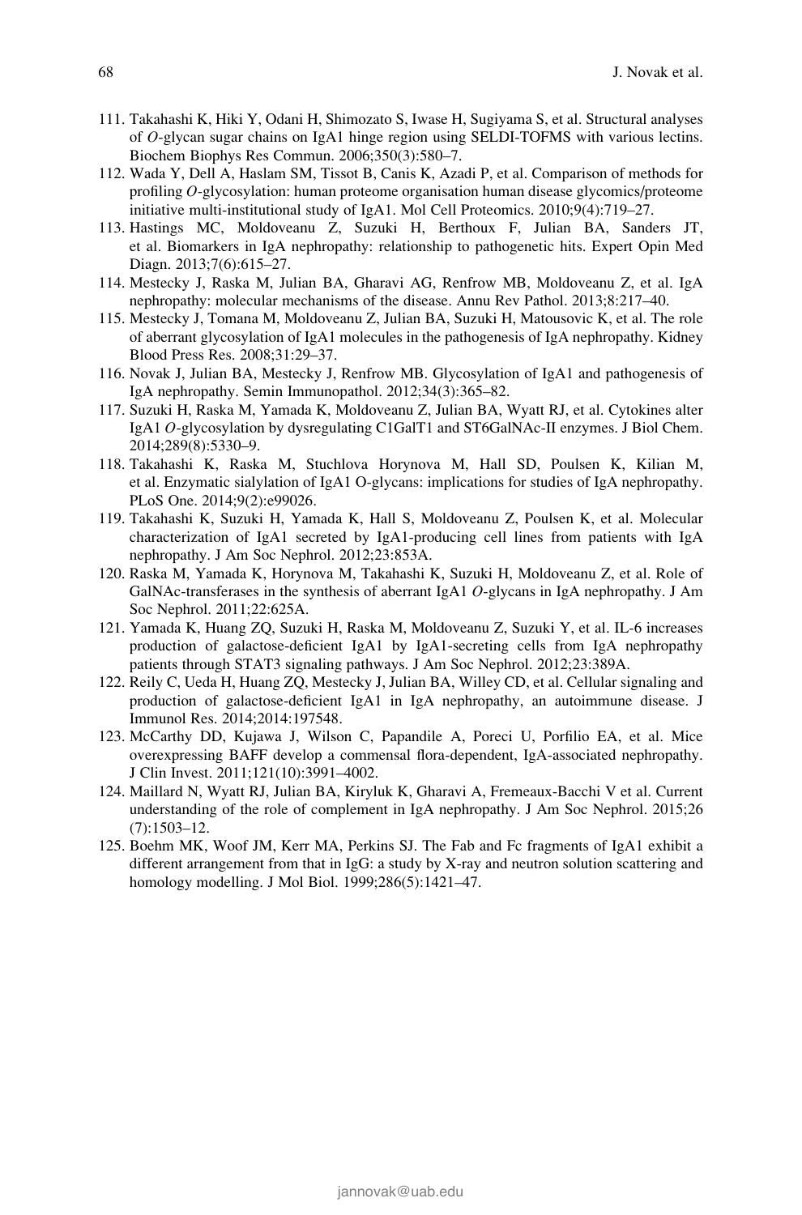111. Takahashi K, Hiki Y, Odani H, Shimozato S, Iwase H, Sugiyama S, et al. Structural analyses of *O*-glycan sugar chains on IgA1 hinge region using SELDI-TOFMS with various lectins. Biochem Biophys Res Commun. 2006;350(3):580–7.
112. Wada Y, Dell A, Haslam SM, Tissot B, Canis K, Azadi P, et al. Comparison of methods for profiling *O*-glycosylation: human proteome organisation human disease glycomics/proteome initiative multi-institutional study of IgA1. Mol Cell Proteomics. 2010;9(4):719–27.
113. Hastings MC, Moldoveanu Z, Suzuki H, Berthoux F, Julian BA, Sanders JT, et al. Biomarkers in IgA nephropathy: relationship to pathogenetic hits. Expert Opin Med Diagn. 2013;7(6):615–27.
114. Mestecky J, Raska M, Julian BA, Gharavi AG, Renfrow MB, Moldoveanu Z, et al. IgA nephropathy: molecular mechanisms of the disease. Annu Rev Pathol. 2013;8:217–40.
115. Mestecky J, Tomana M, Moldoveanu Z, Julian BA, Suzuki H, Matousovic K, et al. The role of aberrant glycosylation of IgA1 molecules in the pathogenesis of IgA nephropathy. Kidney Blood Press Res. 2008;31:29–37.
116. Novak J, Julian BA, Mestecky J, Renfrow MB. Glycosylation of IgA1 and pathogenesis of IgA nephropathy. Semin Immunopathol. 2012;34(3):365–82.
117. Suzuki H, Raska M, Yamada K, Moldoveanu Z, Julian BA, Wyatt RJ, et al. Cytokines alter IgA1 *O*-glycosylation by dysregulating C1GalT1 and ST6GalNAc-II enzymes. J Biol Chem. 2014;289(8):5330–9.
118. Takahashi K, Raska M, Stuchlova Horynova M, Hall SD, Poulsen K, Kilian M, et al. Enzymatic sialylation of IgA1 O-glycans: implications for studies of IgA nephropathy. PLoS One. 2014;9(2):e99026.
119. Takahashi K, Suzuki H, Yamada K, Hall S, Moldoveanu Z, Poulsen K, et al. Molecular characterization of IgA1 secreted by IgA1-producing cell lines from patients with IgA nephropathy. J Am Soc Nephrol. 2012;23:853A.
120. Raska M, Yamada K, Horynova M, Takahashi K, Suzuki H, Moldoveanu Z, et al. Role of GalNAc-transferases in the synthesis of aberrant IgA1 *O*-glycans in IgA nephropathy. J Am Soc Nephrol. 2011;22:625A.
121. Yamada K, Huang ZQ, Suzuki H, Raska M, Moldoveanu Z, Suzuki Y, et al. IL-6 increases production of galactose-deficient IgA1 by IgA1-secreting cells from IgA nephropathy patients through STAT3 signaling pathways. J Am Soc Nephrol. 2012;23:389A.
122. Reily C, Ueda H, Huang ZQ, Mestecky J, Julian BA, Willey CD, et al. Cellular signaling and production of galactose-deficient IgA1 in IgA nephropathy, an autoimmune disease. J Immunol Res. 2014;2014:197548.
123. McCarthy DD, Kujawa J, Wilson C, Papandile A, Poreci U, Porfilio EA, et al. Mice overexpressing BAFF develop a commensal flora-dependent, IgA-associated nephropathy. J Clin Invest. 2011;121(10):3991–4002.
124. Maillard N, Wyatt RJ, Julian BA, Kiryluk K, Gharavi A, Fremeaux-Bacchi V et al. Current understanding of the role of complement in IgA nephropathy. J Am Soc Nephrol. 2015;26 (7):1503–12.
125. Boehm MK, Woof JM, Kerr MA, Perkins SJ. The Fab and Fc fragments of IgA1 exhibit a different arrangement from that in IgG: a study by X-ray and neutron solution scattering and homology modelling. J Mol Biol. 1999;286(5):1421–47.

jannovak@uab.edu